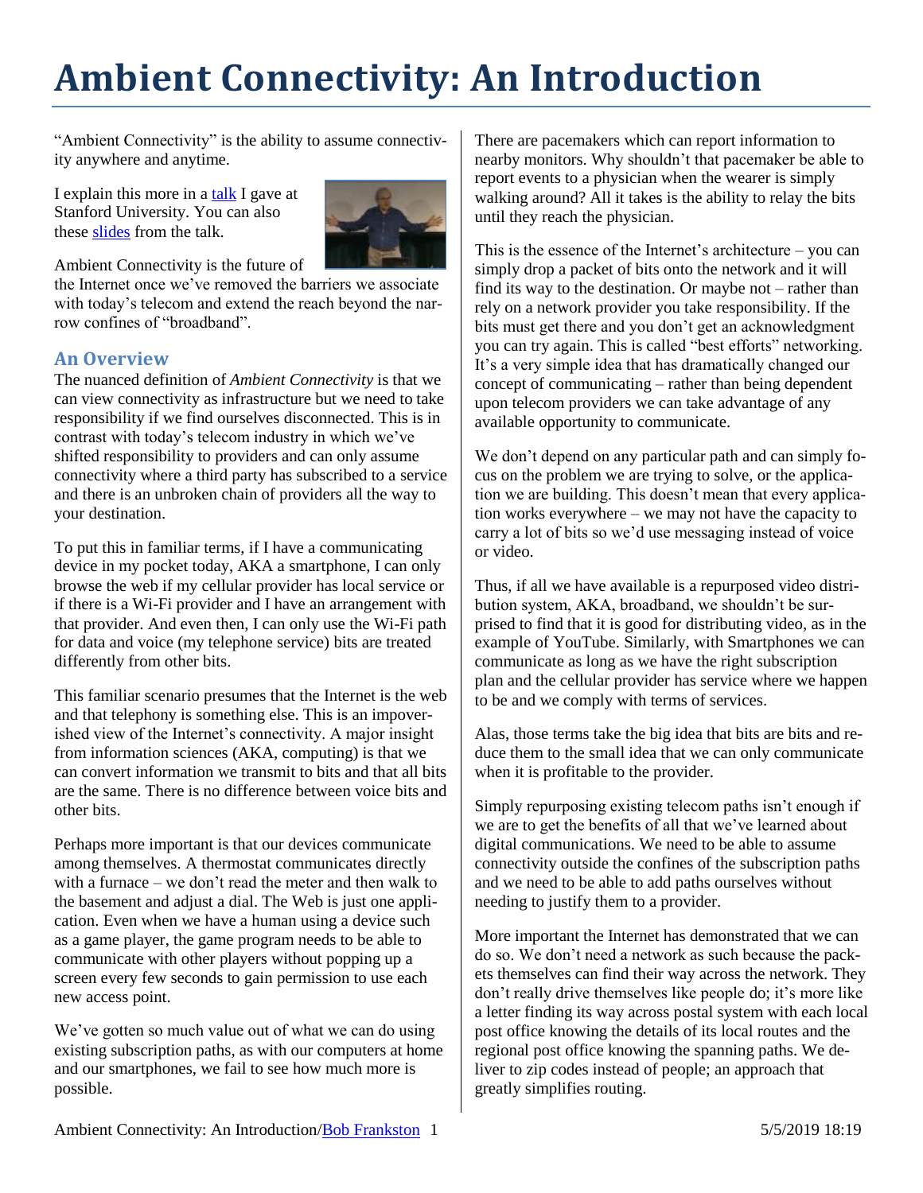# Ambient Connectivity: An Introduction

"Ambient Connectivity" is the ability to assume connectivity anywhere and anytime.

I explain this more in a talk I gave at Stanford University. You can also these slides from the talk.

Ambient Connectivity is the future of the Internet once we've removed the barriers we associate with today's telecom and extend the reach beyond the narrow confines of "broadband".

## An Overview

The nuanced definition of *Ambient Connectivity* is that we can view connectivity as infrastructure but we need to take responsibility if we find ourselves disconnected. This is in contrast with today's telecom industry in which we've shifted responsibility to providers and can only assume connectivity where a third party has subscribed to a service and there is an unbroken chain of providers all the way to your destination.

To put this in familiar terms, if I have a communicating device in my pocket today, AKA a smartphone, I can only browse the web if my cellular provider has local service or if there is a Wi-Fi provider and I have an arrangement with that provider. And even then, I can only use the Wi-Fi path for data and voice (my telephone service) bits are treated differently from other bits.

This familiar scenario presumes that the Internet is the web and that telephony is something else. This is an impoverished view of the Internet's connectivity. A major insight from information sciences (AKA, computing) is that we can convert information we transmit to bits and that all bits are the same. There is no difference between voice bits and other bits.

Perhaps more important is that our devices communicate among themselves. A thermostat communicates directly with a furnace – we don't read the meter and then walk to the basement and adjust a dial. The Web is just one application. Even when we have a human using a device such as a game player, the game program needs to be able to communicate with other players without popping up a screen every few seconds to gain permission to use each new access point.

We've gotten so much value out of what we can do using existing subscription paths, as with our computers at home and our smartphones, we fail to see how much more is possible.

There are pacemakers which can report information to nearby monitors. Why shouldn't that pacemaker be able to report events to a physician when the wearer is simply walking around? All it takes is the ability to relay the bits until they reach the physician.

This is the essence of the Internet's architecture – you can simply drop a packet of bits onto the network and it will find its way to the destination. Or maybe not – rather than rely on a network provider you take responsibility. If the bits must get there and you don't get an acknowledgment you can try again. This is called "best efforts" networking. It's a very simple idea that has dramatically changed our concept of communicating – rather than being dependent upon telecom providers we can take advantage of any available opportunity to communicate.

We don't depend on any particular path and can simply focus on the problem we are trying to solve, or the application we are building. This doesn't mean that every application works everywhere – we may not have the capacity to carry a lot of bits so we'd use messaging instead of voice or video.

Thus, if all we have available is a repurposed video distribution system, AKA, broadband, we shouldn't be surprised to find that it is good for distributing video, as in the example of YouTube. Similarly, with Smartphones we can communicate as long as we have the right subscription plan and the cellular provider has service where we happen to be and we comply with terms of services.

Alas, those terms take the big idea that bits are bits and reduce them to the small idea that we can only communicate when it is profitable to the provider.

Simply repurposing existing telecom paths isn't enough if we are to get the benefits of all that we've learned about digital communications. We need to be able to assume connectivity outside the confines of the subscription paths and we need to be able to add paths ourselves without needing to justify them to a provider.

More important the Internet has demonstrated that we can do so. We don't need a network as such because the packets themselves can find their way across the network. They don't really drive themselves like people do; it's more like a letter finding its way across postal system with each local post office knowing the details of its local routes and the regional post office knowing the spanning paths. We deliver to zip codes instead of people; an approach that greatly simplifies routing.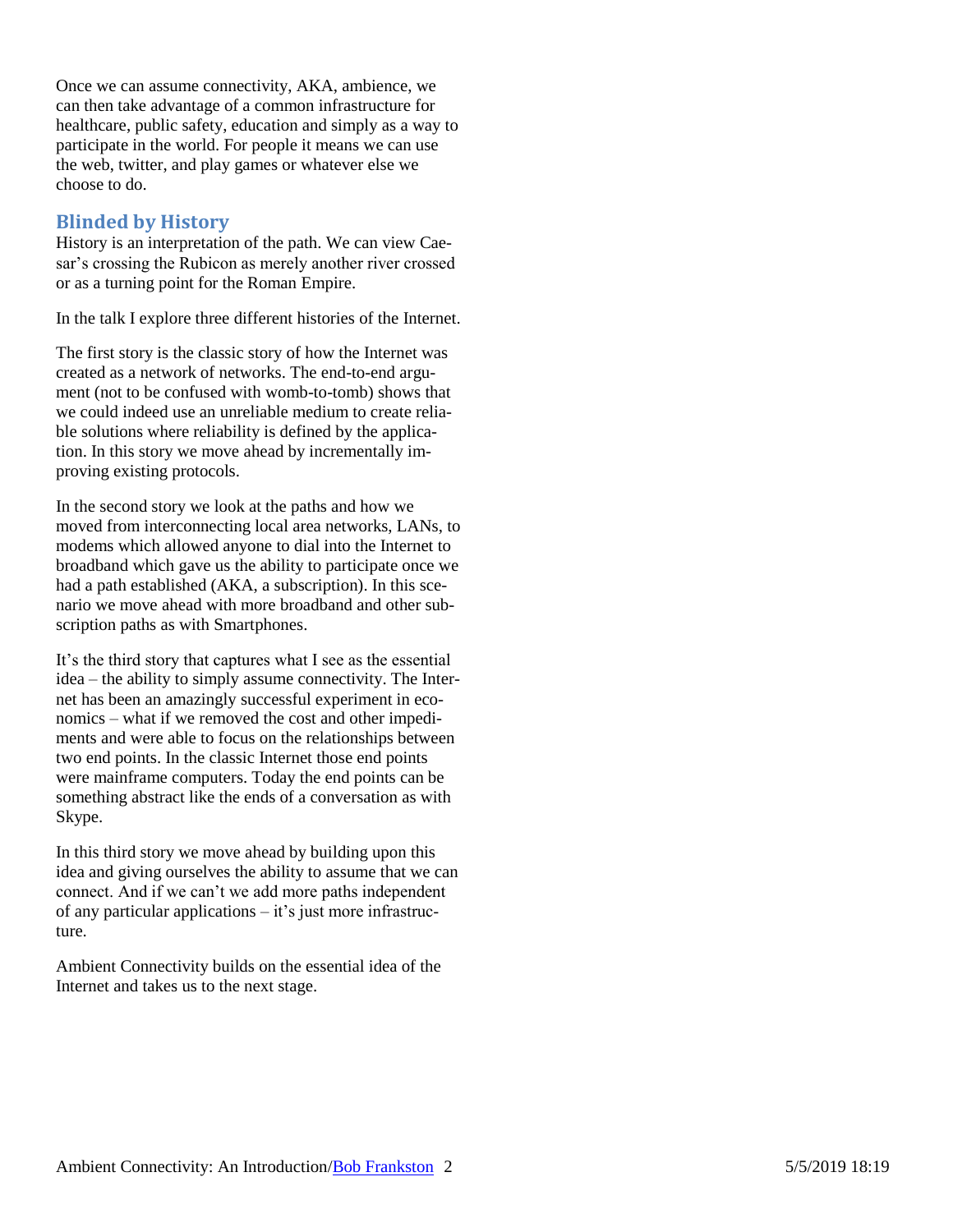Once we can assume connectivity, AKA, ambience, we can then take advantage of a common infrastructure for healthcare, public safety, education and simply as a way to participate in the world. For people it means we can use the web, twitter, and play games or whatever else we choose to do.

## Blinded by History

History is an interpretation of the path. We can view Caesar's crossing the Rubicon as merely another river crossed or as a turning point for the Roman Empire.

In the talk I explore three different histories of the Internet.

The first story is the classic story of how the Internet was created as a network of networks. The end-to-end argument (not to be confused with womb-to-tomb) shows that we could indeed use an unreliable medium to create reliable solutions where reliability is defined by the application. In this story we move ahead by incrementally improving existing protocols.

In the second story we look at the paths and how we moved from interconnecting local area networks, LANs, to modems which allowed anyone to dial into the Internet to broadband which gave us the ability to participate once we had a path established (AKA, a subscription). In this scenario we move ahead with more broadband and other subscription paths as with Smartphones.

It's the third story that captures what I see as the essential idea – the ability to simply assume connectivity. The Internet has been an amazingly successful experiment in economics – what if we removed the cost and other impediments and were able to focus on the relationships between two end points. In the classic Internet those end points were mainframe computers. Today the end points can be something abstract like the ends of a conversation as with Skype.

In this third story we move ahead by building upon this idea and giving ourselves the ability to assume that we can connect. And if we can't we add more paths independent of any particular applications – it's just more infrastructure.

Ambient Connectivity builds on the essential idea of the Internet and takes us to the next stage.